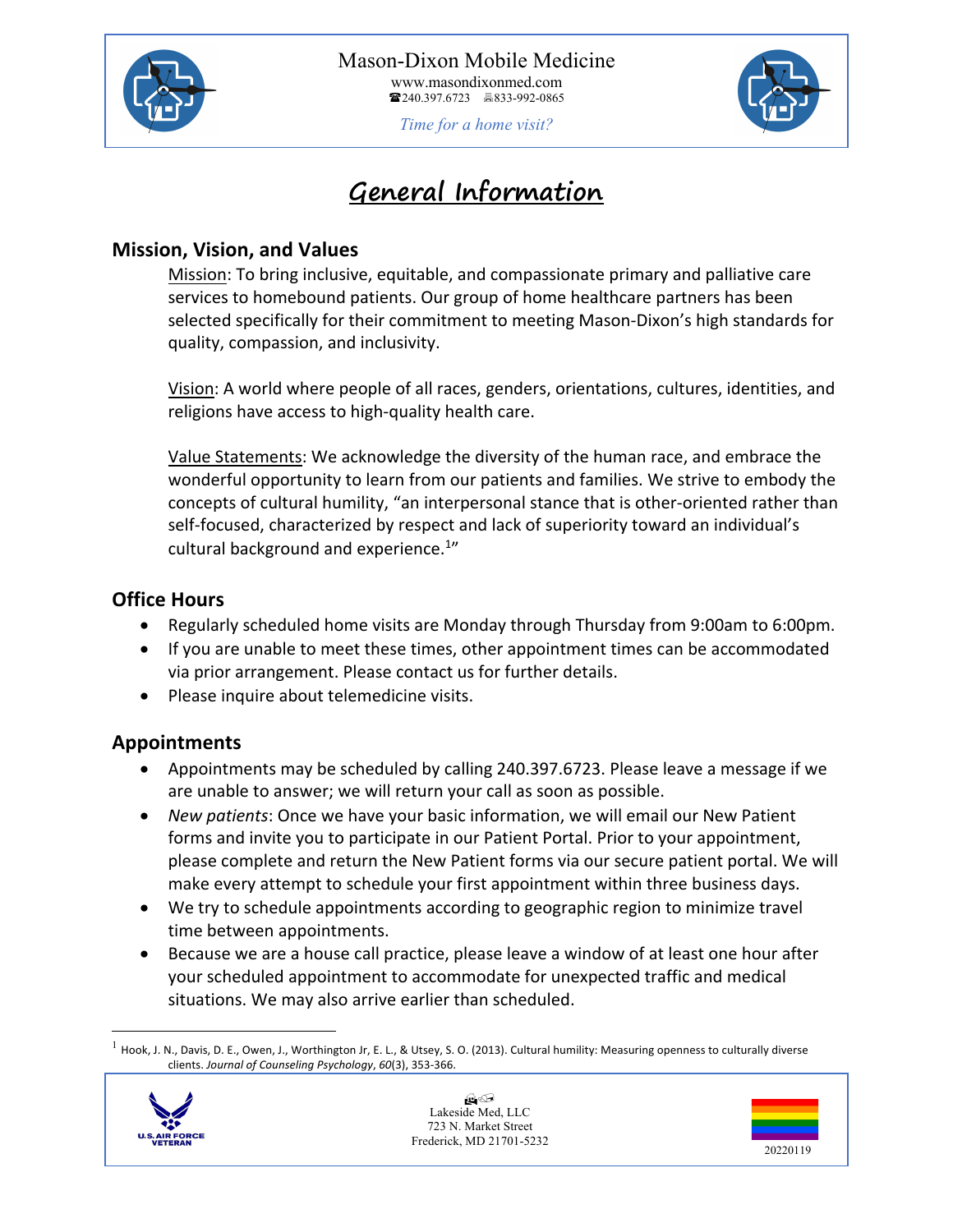Mason-Dixon Mobile Medicine
www.masondixonmed.com
☎240.397.6723 🖷833-992-0865
*Time for a home visit?*

# General Information

## Mission, Vision, and Values

Mission: To bring inclusive, equitable, and compassionate primary and palliative care services to homebound patients. Our group of home healthcare partners has been selected specifically for their commitment to meeting Mason-Dixon's high standards for quality, compassion, and inclusivity.

Vision: A world where people of all races, genders, orientations, cultures, identities, and religions have access to high-quality health care.

Value Statements: We acknowledge the diversity of the human race, and embrace the wonderful opportunity to learn from our patients and families. We strive to embody the concepts of cultural humility, "an interpersonal stance that is other-oriented rather than self-focused, characterized by respect and lack of superiority toward an individual's cultural background and experience.[1]"

## Office Hours

- Regularly scheduled home visits are Monday through Thursday from 9:00am to 6:00pm.
- If you are unable to meet these times, other appointment times can be accommodated via prior arrangement. Please contact us for further details.
- Please inquire about telemedicine visits.

## Appointments

- Appointments may be scheduled by calling 240.397.6723. Please leave a message if we are unable to answer; we will return your call as soon as possible.
- *New patients*: Once we have your basic information, we will email our New Patient forms and invite you to participate in our Patient Portal. Prior to your appointment, please complete and return the New Patient forms via our secure patient portal. We will make every attempt to schedule your first appointment within three business days.
- We try to schedule appointments according to geographic region to minimize travel time between appointments.
- Because we are a house call practice, please leave a window of at least one hour after your scheduled appointment to accommodate for unexpected traffic and medical situations. We may also arrive earlier than scheduled.

[1] Hook, J. N., Davis, D. E., Owen, J., Worthington Jr, E. L., & Utsey, S. O. (2013). Cultural humility: Measuring openness to culturally diverse clients. *Journal of Counseling Psychology*, *60*(3), 353-366.

U.S. AIR FORCE VETERAN

Lakeside Med, LLC
723 N. Market Street
Frederick, MD 21701-5232

20220119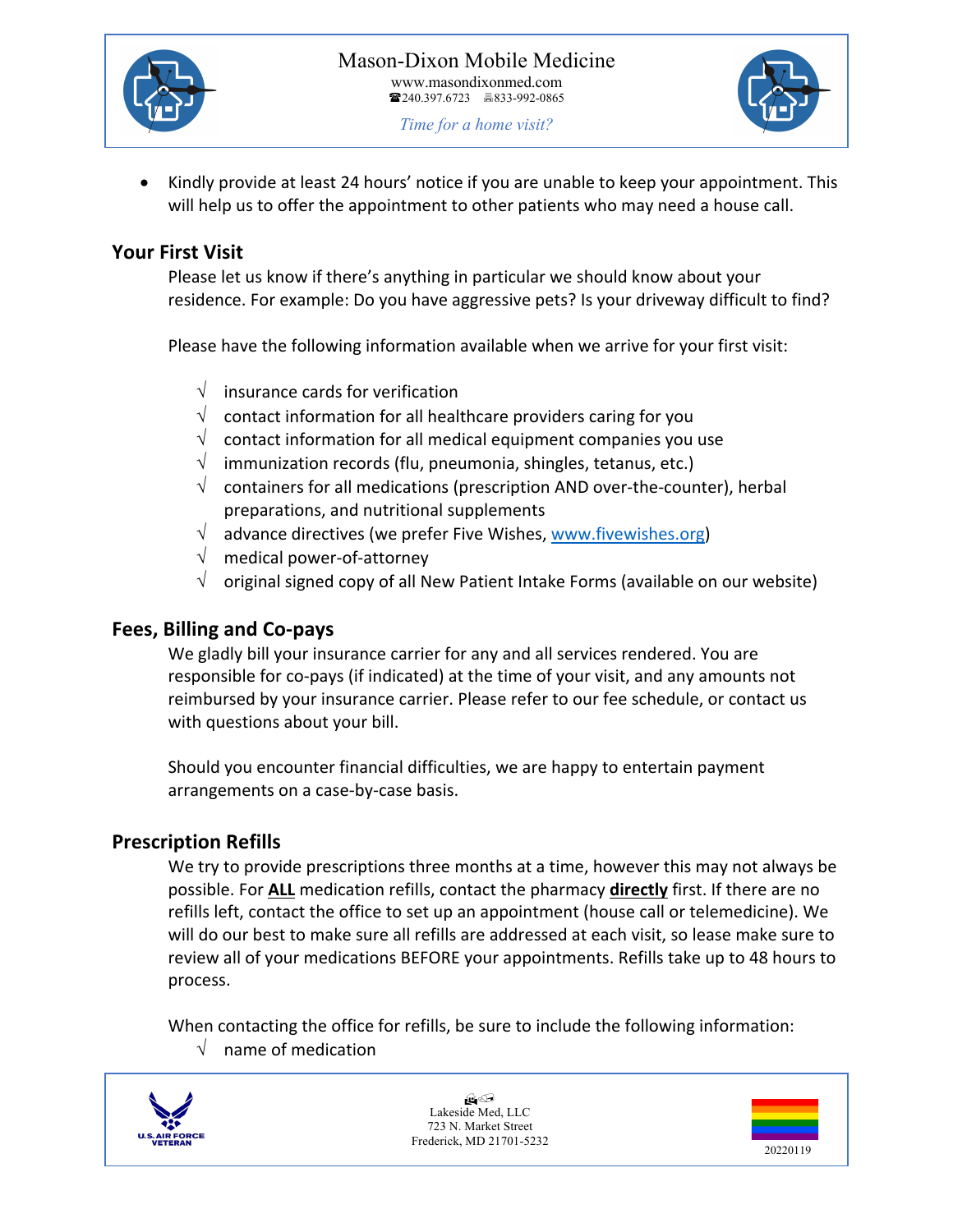- Kindly provide at least 24 hours' notice if you are unable to keep your appointment. This will help us to offer the appointment to other patients who may need a house call.

## Your First Visit

Please let us know if there's anything in particular we should know about your residence. For example: Do you have aggressive pets? Is your driveway difficult to find?

Please have the following information available when we arrive for your first visit:

- √ insurance cards for verification
- √ contact information for all healthcare providers caring for you
- √ contact information for all medical equipment companies you use
- √ immunization records (flu, pneumonia, shingles, tetanus, etc.)
- √ containers for all medications (prescription AND over-the-counter), herbal preparations, and nutritional supplements
- √ advance directives (we prefer Five Wishes, www.fivewishes.org)
- √ medical power-of-attorney
- √ original signed copy of all New Patient Intake Forms (available on our website)

## Fees, Billing and Co-pays

We gladly bill your insurance carrier for any and all services rendered. You are responsible for co-pays (if indicated) at the time of your visit, and any amounts not reimbursed by your insurance carrier. Please refer to our fee schedule, or contact us with questions about your bill.

Should you encounter financial difficulties, we are happy to entertain payment arrangements on a case-by-case basis.

## Prescription Refills

We try to provide prescriptions three months at a time, however this may not always be possible. For **ALL** medication refills, contact the pharmacy **directly** first. If there are no refills left, contact the office to set up an appointment (house call or telemedicine). We will do our best to make sure all refills are addressed at each visit, so lease make sure to review all of your medications BEFORE your appointments. Refills take up to 48 hours to process.

When contacting the office for refills, be sure to include the following information:

- √ name of medication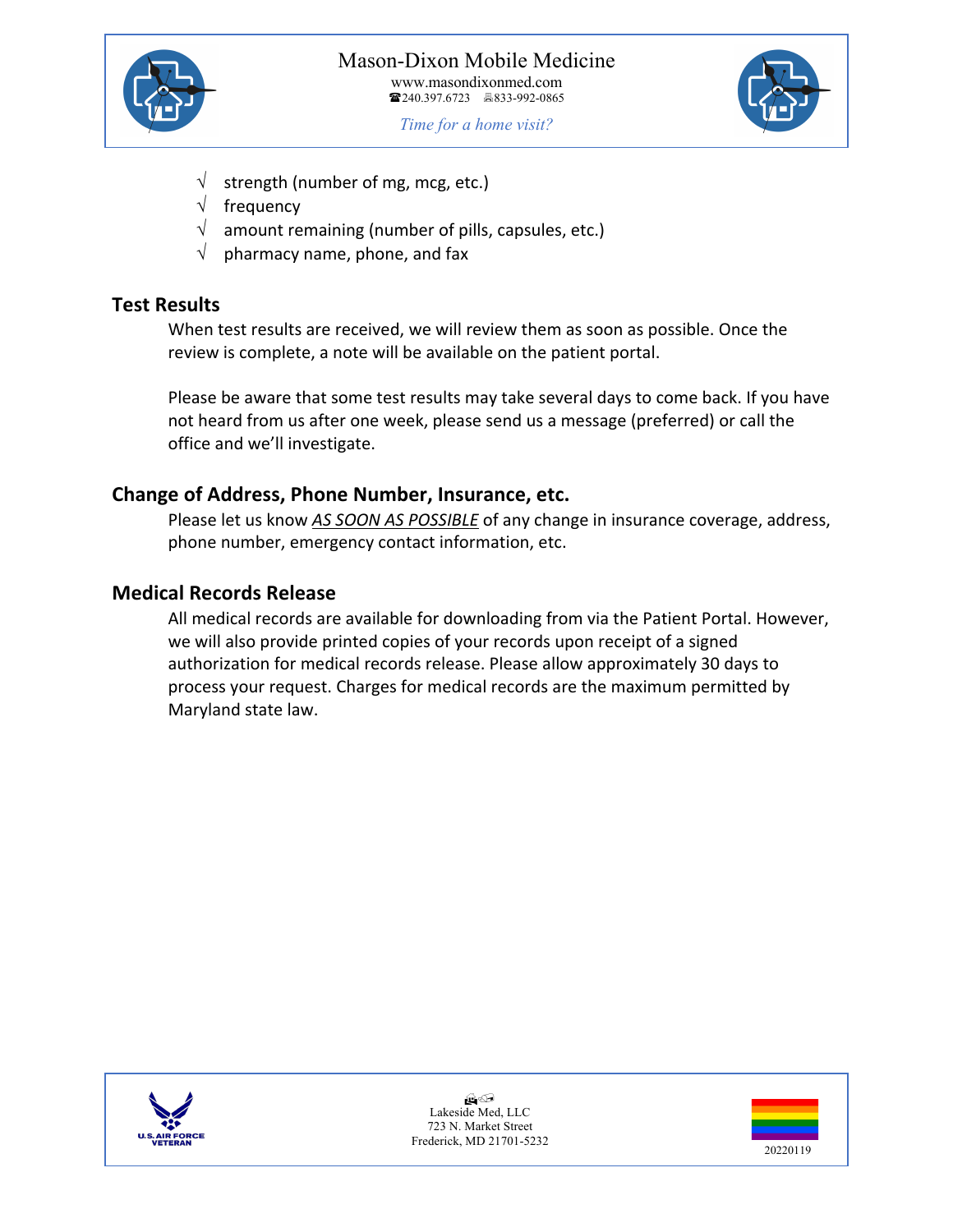- √ strength (number of mg, mcg, etc.)
- √ frequency
- √ amount remaining (number of pills, capsules, etc.)
- √ pharmacy name, phone, and fax

## Test Results

When test results are received, we will review them as soon as possible. Once the review is complete, a note will be available on the patient portal.

Please be aware that some test results may take several days to come back. If you have not heard from us after one week, please send us a message (preferred) or call the office and we'll investigate.

## Change of Address, Phone Number, Insurance, etc.

Please let us know ***AS SOON AS POSSIBLE*** of any change in insurance coverage, address, phone number, emergency contact information, etc.

## Medical Records Release

All medical records are available for downloading from via the Patient Portal. However, we will also provide printed copies of your records upon receipt of a signed authorization for medical records release. Please allow approximately 30 days to process your request. Charges for medical records are the maximum permitted by Maryland state law.